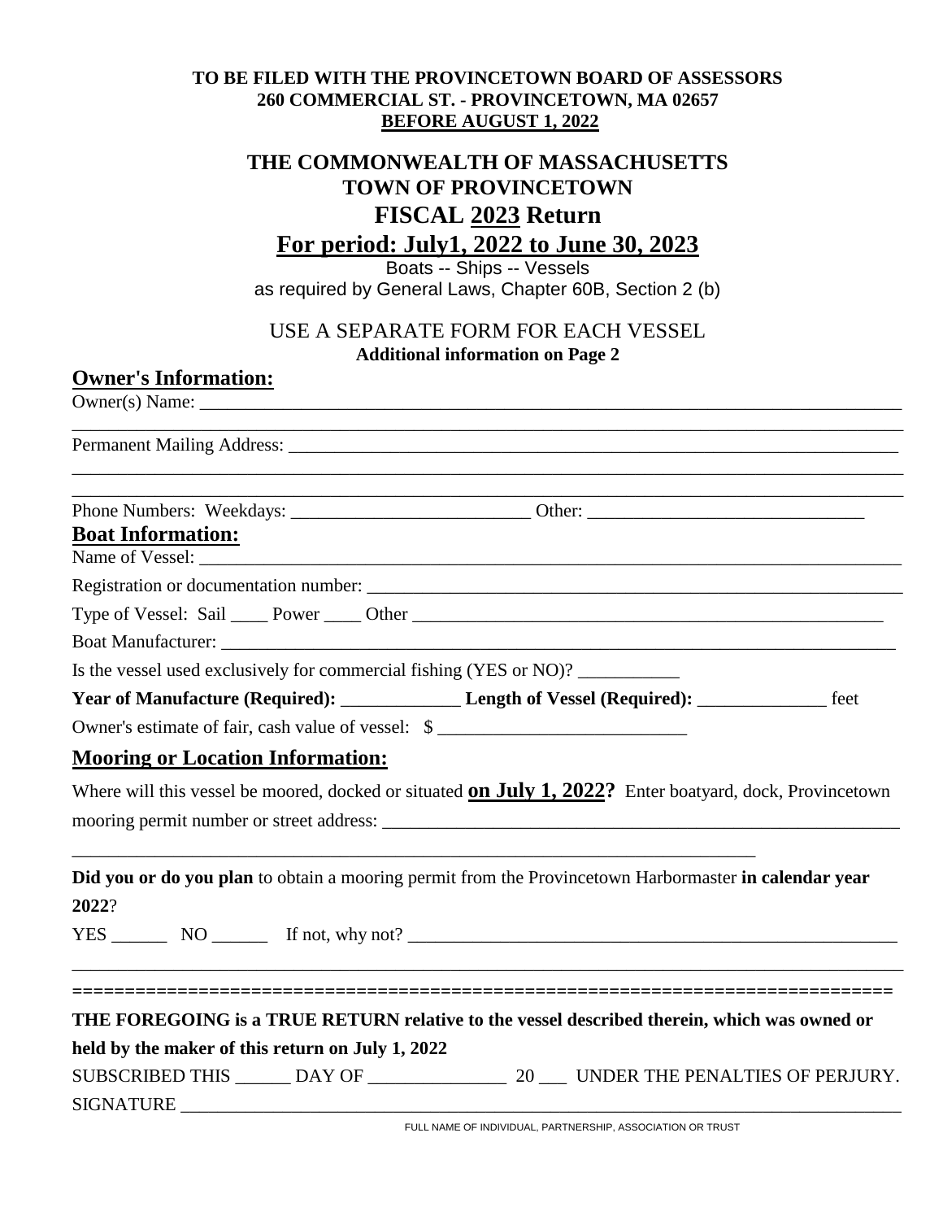**TO BE FILED WITH THE PROVINCETOWN BOARD OF ASSESSORS**
**260 COMMERCIAL ST. - PROVINCETOWN, MA 02657**
**BEFORE AUGUST 1, 2022**

# THE COMMONWEALTH OF MASSACHUSETTS
# TOWN OF PROVINCETOWN
# FISCAL 2023 Return
# For period: July1, 2022 to June 30, 2023

Boats -- Ships -- Vessels
as required by General Laws, Chapter 60B, Section 2 (b)

USE A SEPARATE FORM FOR EACH VESSEL
**Additional information on Page 2**

## Owner's Information:

Owner(s) Name: ______________________________________________________________________________
_______________________________________________________________________________________________

Permanent Mailing Address: ______________________________________________________________________
_______________________________________________________________________________________________
_______________________________________________________________________________________________

Phone Numbers: Weekdays: __________________________ Other: ______________________________

## Boat Information:

Name of Vessel: _________________________________________________________________________________

Registration or documentation number: ____________________________________________________________

Type of Vessel: Sail ____ Power ____ Other ____________________________________________________

Boat Manufacturer: ______________________________________________________________________________

Is the vessel used exclusively for commercial fishing (YES or NO)? ___________

**Year of Manufacture (Required):** _____________ **Length of Vessel (Required):** ______________ feet

Owner's estimate of fair, cash value of vessel: $ ___________________________

## Mooring or Location Information:

Where will this vessel be moored, docked or situated **on July 1, 2022?** Enter boatyard, dock, Provincetown mooring permit number or street address: ____________________________________________________________
_______________________________________________________________________________

**Did you or do you plan** to obtain a mooring permit from the Provincetown Harbormaster **in calendar year 2022**?

YES ______ NO ______ If not, why not? ________________________________________________________
_______________________________________________________________________________________________

==============================================================================

**THE FOREGOING is a TRUE RETURN relative to the vessel described therein, which was owned or held by the maker of this return on July 1, 2022**

SUBSCRIBED THIS ______ DAY OF _______________ 20 ___ UNDER THE PENALTIES OF PERJURY.

SIGNATURE ______________________________________________________________________________
FULL NAME OF INDIVIDUAL, PARTNERSHIP, ASSOCIATION OR TRUST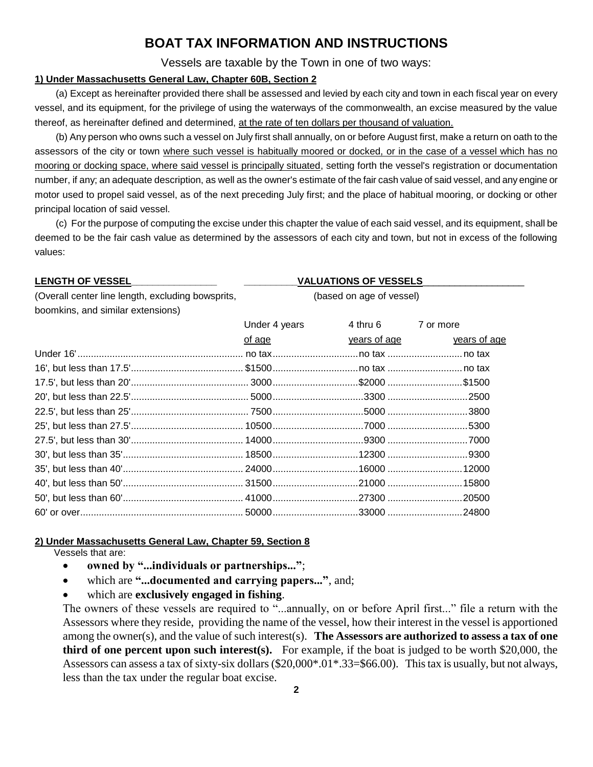# BOAT TAX INFORMATION AND INSTRUCTIONS

Vessels are taxable by the Town in one of two ways:

**1) Under Massachusetts General Law, Chapter 60B, Section 2**

(a) Except as hereinafter provided there shall be assessed and levied by each city and town in each fiscal year on every vessel, and its equipment, for the privilege of using the waterways of the commonwealth, an excise measured by the value thereof, as hereinafter defined and determined, at the rate of ten dollars per thousand of valuation.

(b) Any person who owns such a vessel on July first shall annually, on or before August first, make a return on oath to the assessors of the city or town where such vessel is habitually moored or docked, or in the case of a vessel which has no mooring or docking space, where said vessel is principally situated, setting forth the vessel's registration or documentation number, if any; an adequate description, as well as the owner's estimate of the fair cash value of said vessel, and any engine or motor used to propel said vessel, as of the next preceding July first; and the place of habitual mooring, or docking or other principal location of said vessel.

(c) For the purpose of computing the excise under this chapter the value of each said vessel, and its equipment, shall be deemed to be the fair cash value as determined by the assessors of each city and town, but not in excess of the following values:

| LENGTH OF VESSEL (Overall center line length, excluding bowsprits, boomkins, and similar extensions) | VALUATIONS OF VESSELS (based on age of vessel) | | |
|---|---|---|---|
| | Under 4 years of age | 4 thru 6 years of age | 7 or more years of age |
| Under 16' | no tax | no tax | no tax |
| 16', but less than 17.5' | $1500 | no tax | no tax |
| 17.5', but less than 20' | 3000 | $2000 | $1500 |
| 20', but less than 22.5' | 5000 | 3300 | 2500 |
| 22.5', but less than 25' | 7500 | 5000 | 3800 |
| 25', but less than 27.5' | 10500 | 7000 | 5300 |
| 27.5', but less than 30' | 14000 | 9300 | 7000 |
| 30', but less than 35' | 18500 | 12300 | 9300 |
| 35', but less than 40' | 24000 | 16000 | 12000 |
| 40', but less than 50' | 31500 | 21000 | 15800 |
| 50', but less than 60' | 41000 | 27300 | 20500 |
| 60' or over | 50000 | 33000 | 24800 |

**2) Under Massachusetts General Law, Chapter 59, Section 8**

Vessels that are:

- **owned by "...individuals or partnerships..."**;
- which are **"...documented and carrying papers..."**, and;
- which are **exclusively engaged in fishing**.

The owners of these vessels are required to "...annually, on or before April first..." file a return with the Assessors where they reside, providing the name of the vessel, how their interest in the vessel is apportioned among the owner(s), and the value of such interest(s). **The Assessors are authorized to assess a tax of one third of one percent upon such interest(s).** For example, if the boat is judged to be worth $20,000, the Assessors can assess a tax of sixty-six dollars ($20,000*.01*.33=$66.00). This tax is usually, but not always, less than the tax under the regular boat excise.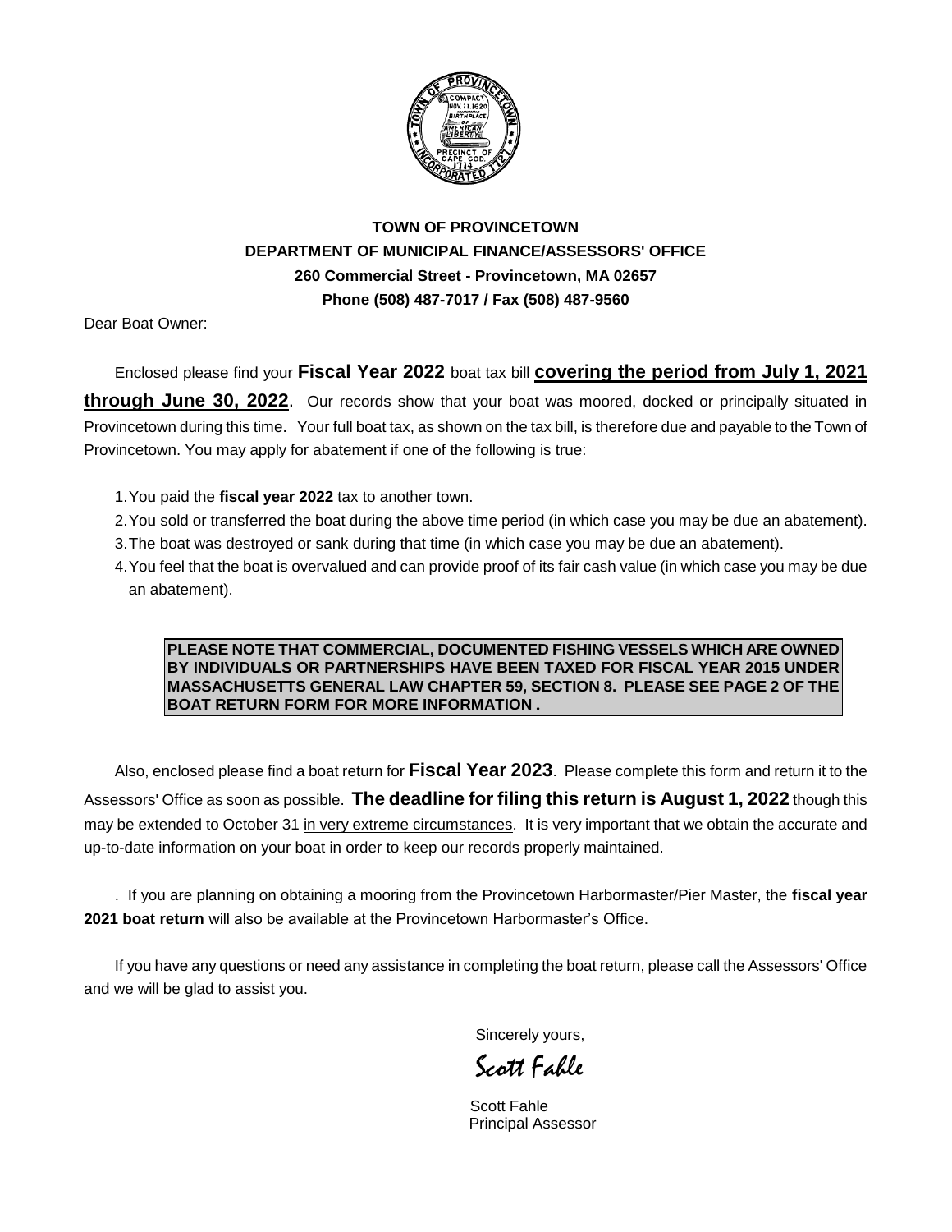**TOWN OF PROVINCETOWN**
**DEPARTMENT OF MUNICIPAL FINANCE/ASSESSORS' OFFICE**
**260 Commercial Street - Provincetown, MA 02657**
**Phone (508) 487-7017 / Fax (508) 487-9560**

Dear Boat Owner:

Enclosed please find your **Fiscal Year 2022** boat tax bill **covering the period from July 1, 2021 through June 30, 2022**. Our records show that your boat was moored, docked or principally situated in Provincetown during this time. Your full boat tax, as shown on the tax bill, is therefore due and payable to the Town of Provincetown. You may apply for abatement if one of the following is true:

1. You paid the **fiscal year 2022** tax to another town.
2. You sold or transferred the boat during the above time period (in which case you may be due an abatement).
3. The boat was destroyed or sank during that time (in which case you may be due an abatement).
4. You feel that the boat is overvalued and can provide proof of its fair cash value (in which case you may be due an abatement).

**PLEASE NOTE THAT COMMERCIAL, DOCUMENTED FISHING VESSELS WHICH ARE OWNED BY INDIVIDUALS OR PARTNERSHIPS HAVE BEEN TAXED FOR FISCAL YEAR 2015 UNDER MASSACHUSETTS GENERAL LAW CHAPTER 59, SECTION 8. PLEASE SEE PAGE 2 OF THE BOAT RETURN FORM FOR MORE INFORMATION .**

Also, enclosed please find a boat return for **Fiscal Year 2023**. Please complete this form and return it to the Assessors' Office as soon as possible. **The deadline for filing this return is August 1, 2022** though this may be extended to October 31 in very extreme circumstances. It is very important that we obtain the accurate and up-to-date information on your boat in order to keep our records properly maintained.

. If you are planning on obtaining a mooring from the Provincetown Harbormaster/Pier Master, the **fiscal year 2021 boat return** will also be available at the Provincetown Harbormaster's Office.

If you have any questions or need any assistance in completing the boat return, please call the Assessors' Office and we will be glad to assist you.

Sincerely yours,

Scott Fahle

Scott Fahle
Principal Assessor